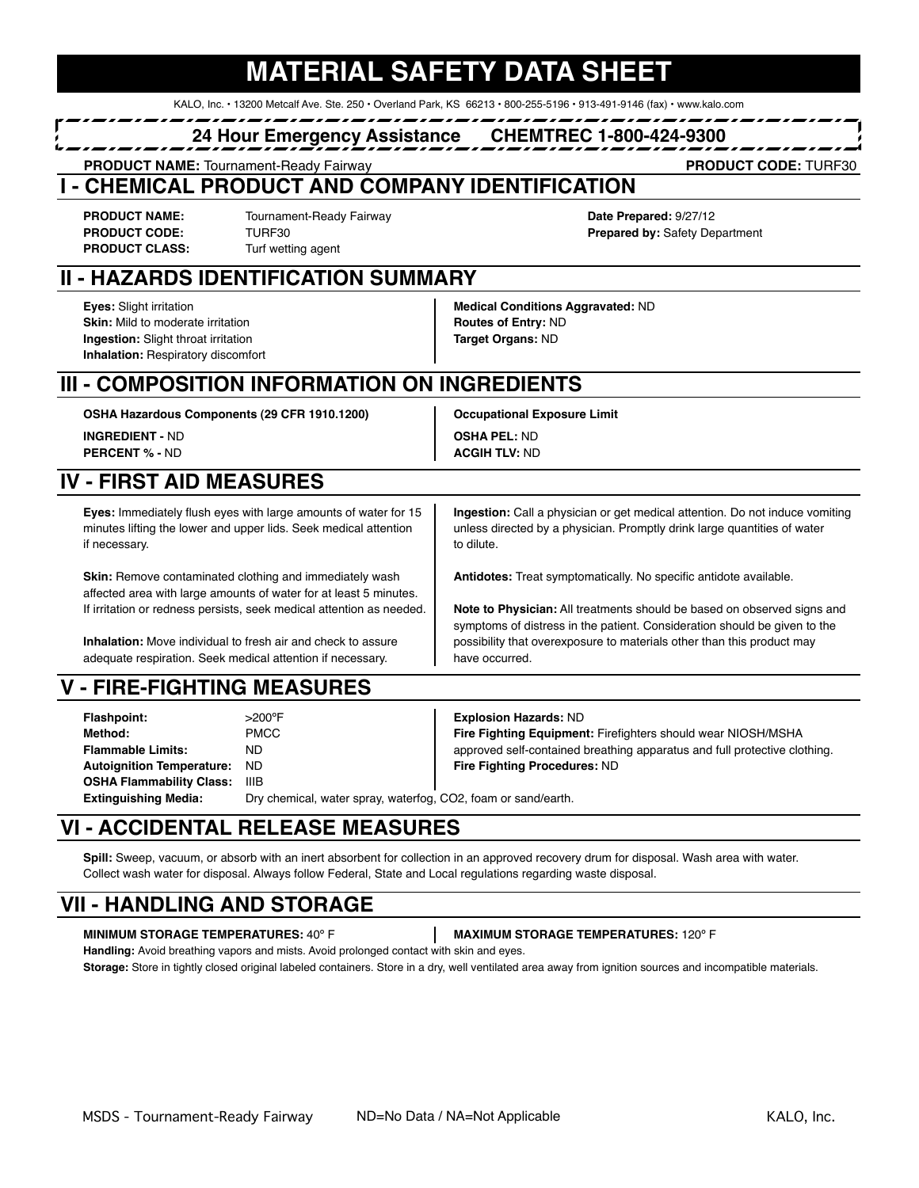# MATERIAL SAFETY DATA SHEET

KALO, Inc. • 13200 Metcalf Ave. Ste. 250 • Overland Park, KS 66213 • 800-255-5196 • 913-491-9146 (fax) • www.kalo.com

**24 Hour Emergency Assistance CHEMTREC 1-800-424-9300**

**PRODUCT NAME:** Tournament-Ready Fairway **PRODUCT CODE:** TURF30

## I - CHEMICAL PRODUCT AND COMPANY IDENTIFICATION

**PRODUCT NAME:** Tournament-Ready Fairway
**PRODUCT CODE:** TURF30
**PRODUCT CLASS:** Turf wetting agent

**Date Prepared:** 9/27/12
**Prepared by:** Safety Department

## II - HAZARDS IDENTIFICATION SUMMARY

**Eyes:** Slight irritation
**Skin:** Mild to moderate irritation
**Ingestion:** Slight throat irritation
**Inhalation:** Respiratory discomfort

**Medical Conditions Aggravated:** ND
**Routes of Entry:** ND
**Target Organs:** ND

## III - COMPOSITION INFORMATION ON INGREDIENTS

**OSHA Hazardous Components (29 CFR 1910.1200)**

**INGREDIENT -** ND
**PERCENT % -** ND

**Occupational Exposure Limit**

**OSHA PEL:** ND
**ACGIH TLV:** ND

## IV - FIRST AID MEASURES

**Eyes:** Immediately flush eyes with large amounts of water for 15 minutes lifting the lower and upper lids. Seek medical attention if necessary.

**Skin:** Remove contaminated clothing and immediately wash affected area with large amounts of water for at least 5 minutes. If irritation or redness persists, seek medical attention as needed.

**Inhalation:** Move individual to fresh air and check to assure adequate respiration. Seek medical attention if necessary.

**Ingestion:** Call a physician or get medical attention. Do not induce vomiting unless directed by a physician. Promptly drink large quantities of water to dilute.

**Antidotes:** Treat symptomatically. No specific antidote available.

**Note to Physician:** All treatments should be based on observed signs and symptoms of distress in the patient. Consideration should be given to the possibility that overexposure to materials other than this product may have occurred.

## V - FIRE-FIGHTING MEASURES

**Flashpoint:** >200°F
**Method:** PMCC
**Flammable Limits:** ND
**Autoignition Temperature:** ND
**OSHA Flammability Class:** IIIB
**Extinguishing Media:** Dry chemical, water spray, waterfog, CO2, foam or sand/earth.

**Explosion Hazards:** ND
**Fire Fighting Equipment:** Firefighters should wear NIOSH/MSHA approved self-contained breathing apparatus and full protective clothing.
**Fire Fighting Procedures:** ND

## VI - ACCIDENTAL RELEASE MEASURES

**Spill:** Sweep, vacuum, or absorb with an inert absorbent for collection in an approved recovery drum for disposal. Wash area with water. Collect wash water for disposal. Always follow Federal, State and Local regulations regarding waste disposal.

## VII - HANDLING AND STORAGE

**MINIMUM STORAGE TEMPERATURES:** 40° F
**MAXIMUM STORAGE TEMPERATURES:** 120° F

**Handling:** Avoid breathing vapors and mists. Avoid prolonged contact with skin and eyes.

**Storage:** Store in tightly closed original labeled containers. Store in a dry, well ventilated area away from ignition sources and incompatible materials.

ND=No Data / NA=Not Applicable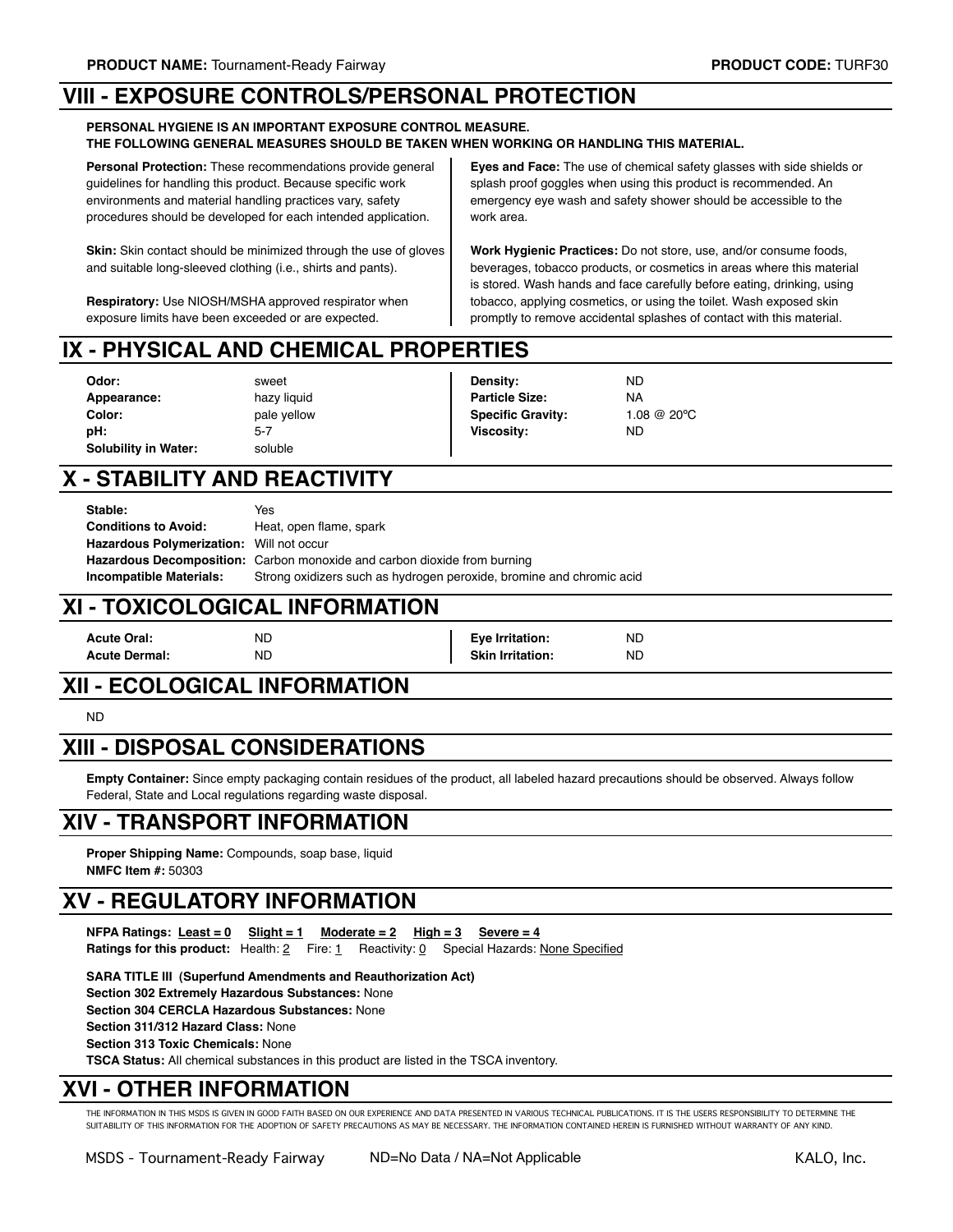## VIII - EXPOSURE CONTROLS/PERSONAL PROTECTION

**PERSONAL HYGIENE IS AN IMPORTANT EXPOSURE CONTROL MEASURE.**
**THE FOLLOWING GENERAL MEASURES SHOULD BE TAKEN WHEN WORKING OR HANDLING THIS MATERIAL.**

**Personal Protection:** These recommendations provide general guidelines for handling this product. Because specific work environments and material handling practices vary, safety procedures should be developed for each intended application.

**Skin:** Skin contact should be minimized through the use of gloves and suitable long-sleeved clothing (i.e., shirts and pants).

**Respiratory:** Use NIOSH/MSHA approved respirator when exposure limits have been exceeded or are expected.

**Eyes and Face:** The use of chemical safety glasses with side shields or splash proof goggles when using this product is recommended. An emergency eye wash and safety shower should be accessible to the work area.

**Work Hygienic Practices:** Do not store, use, and/or consume foods, beverages, tobacco products, or cosmetics in areas where this material is stored. Wash hands and face carefully before eating, drinking, using tobacco, applying cosmetics, or using the toilet. Wash exposed skin promptly to remove accidental splashes of contact with this material.

## IX - PHYSICAL AND CHEMICAL PROPERTIES

| | | | |
|---|---|---|---|
| **Odor:** | sweet | **Density:** | ND |
| **Appearance:** | hazy liquid | **Particle Size:** | NA |
| **Color:** | pale yellow | **Specific Gravity:** | 1.08 @ 20ºC |
| **pH:** | 5-7 | **Viscosity:** | ND |
| **Solubility in Water:** | soluble | | |

## X - STABILITY AND REACTIVITY

| | |
|---|---|
| **Stable:** | Yes |
| **Conditions to Avoid:** | Heat, open flame, spark |
| **Hazardous Polymerization:** | Will not occur |
| **Hazardous Decomposition:** | Carbon monoxide and carbon dioxide from burning |
| **Incompatible Materials:** | Strong oxidizers such as hydrogen peroxide, bromine and chromic acid |

## XI - TOXICOLOGICAL INFORMATION

| | | | |
|---|---|---|---|
| **Acute Oral:** | ND | **Eye Irritation:** | ND |
| **Acute Dermal:** | ND | **Skin Irritation:** | ND |

## XII - ECOLOGICAL INFORMATION

ND

## XIII - DISPOSAL CONSIDERATIONS

**Empty Container:** Since empty packaging contain residues of the product, all labeled hazard precautions should be observed. Always follow Federal, State and Local regulations regarding waste disposal.

## XIV - TRANSPORT INFORMATION

**Proper Shipping Name:** Compounds, soap base, liquid
**NMFC Item #:** 50303

## XV - REGULATORY INFORMATION

**NFPA Ratings:** Least = 0 Slight = 1 Moderate = 2 High = 3 Severe = 4
**Ratings for this product:** Health: 2 Fire: 1 Reactivity: 0 Special Hazards: None Specified

**SARA TITLE III (Superfund Amendments and Reauthorization Act)**
**Section 302 Extremely Hazardous Substances:** None
**Section 304 CERCLA Hazardous Substances:** None
**Section 311/312 Hazard Class:** None
**Section 313 Toxic Chemicals:** None
**TSCA Status:** All chemical substances in this product are listed in the TSCA inventory.

## XVI - OTHER INFORMATION

THE INFORMATION IN THIS MSDS IS GIVEN IN GOOD FAITH BASED ON OUR EXPERIENCE AND DATA PRESENTED IN VARIOUS TECHNICAL PUBLICATIONS. IT IS THE USERS RESPONSIBILITY TO DETERMINE THE SUITABILITY OF THIS INFORMATION FOR THE ADOPTION OF SAFETY PRECAUTIONS AS MAY BE NECESSARY. THE INFORMATION CONTAINED HEREIN IS FURNISHED WITHOUT WARRANTY OF ANY KIND.

ND=No Data / NA=Not Applicable